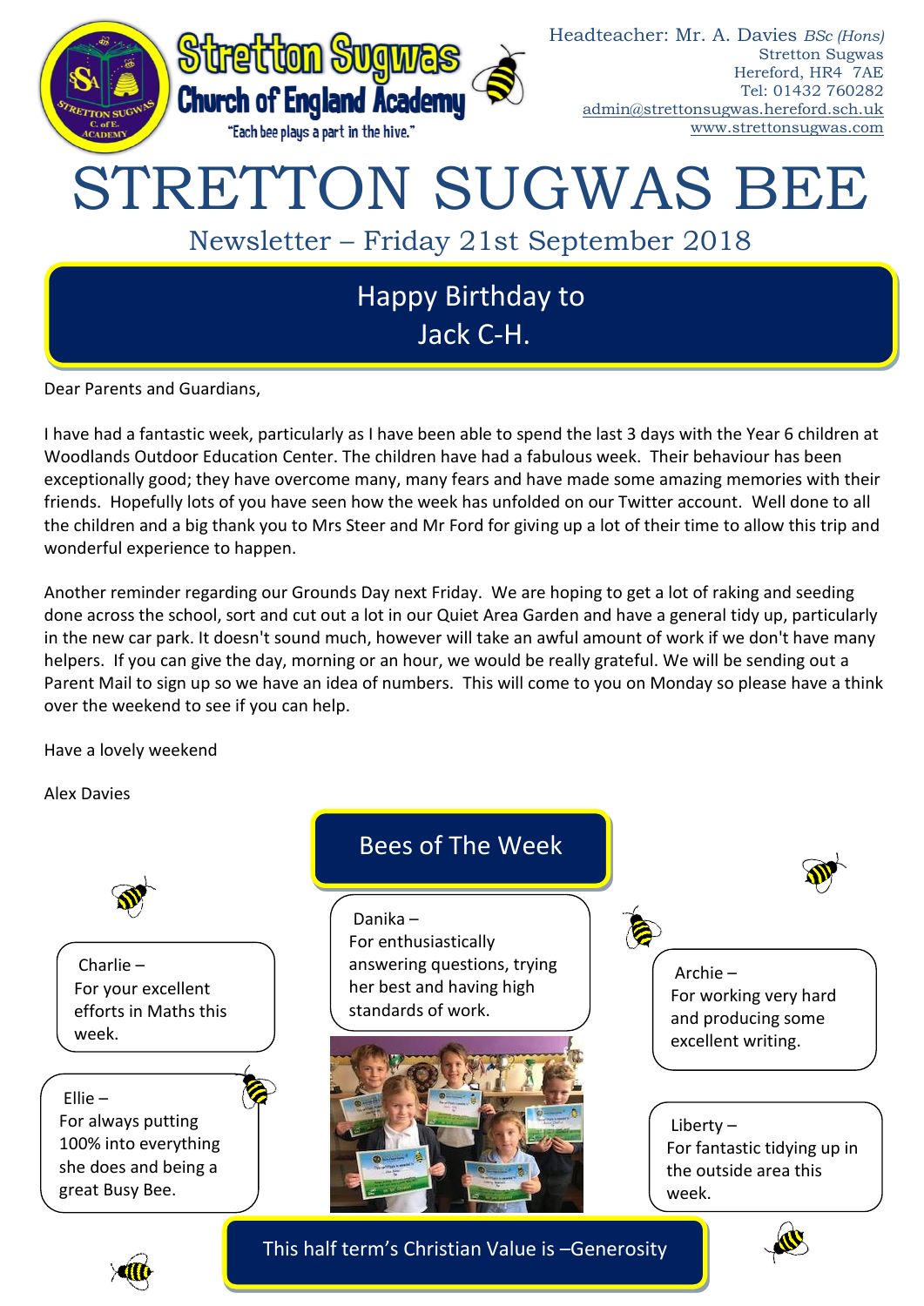Stretton Sugwas Church of England Academy

"Each bee plays a part in the hive."

Headteacher: Mr. A. Davies *BSc (Hons)*
Stretton Sugwas
Hereford, HR4 7AE
Tel: 01432 760282
admin@strettonsugwas.hereford.sch.uk
www.strettonsugwas.com

# STRETTON SUGWAS BEE

## Newsletter – Friday 21st September 2018

### Happy Birthday to Jack C-H.

Dear Parents and Guardians,

I have had a fantastic week, particularly as I have been able to spend the last 3 days with the Year 6 children at Woodlands Outdoor Education Center. The children have had a fabulous week. Their behaviour has been exceptionally good; they have overcome many, many fears and have made some amazing memories with their friends. Hopefully lots of you have seen how the week has unfolded on our Twitter account. Well done to all the children and a big thank you to Mrs Steer and Mr Ford for giving up a lot of their time to allow this trip and wonderful experience to happen.

Another reminder regarding our Grounds Day next Friday. We are hoping to get a lot of raking and seeding done across the school, sort and cut out a lot in our Quiet Area Garden and have a general tidy up, particularly in the new car park. It doesn't sound much, however will take an awful amount of work if we don't have many helpers. If you can give the day, morning or an hour, we would be really grateful. We will be sending out a Parent Mail to sign up so we have an idea of numbers. This will come to you on Monday so please have a think over the weekend to see if you can help.

Have a lovely weekend

Alex Davies

### Bees of The Week

Charlie – For your excellent efforts in Maths this week.

Ellie – For always putting 100% into everything she does and being a great Busy Bee.

Danika – For enthusiastically answering questions, trying her best and having high standards of work.

Archie – For working very hard and producing some excellent writing.

Liberty – For fantastic tidying up in the outside area this week.

### This half term's Christian Value is –Generosity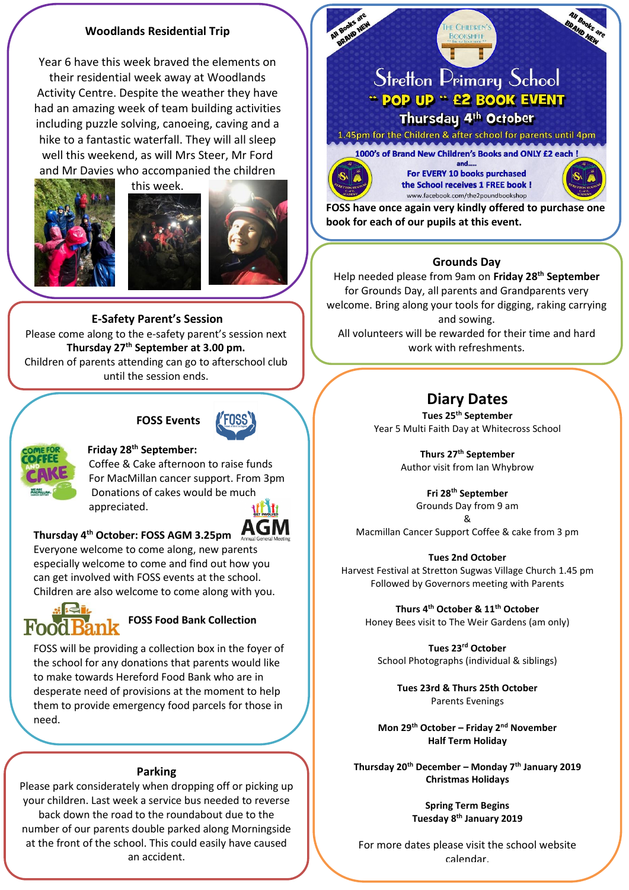## Woodlands Residential Trip

Year 6 have this week braved the elements on their residential week away at Woodlands Activity Centre. Despite the weather they have had an amazing week of team building activities including puzzle solving, canoeing, caving and a hike to a fantastic waterfall. They will all sleep well this weekend, as will Mrs Steer, Mr Ford and Mr Davies who accompanied the children this week.

## E-Safety Parent's Session

Please come along to the e-safety parent's session next **Thursday 27th September at 3.00 pm.**
Children of parents attending can go to afterschool club until the session ends.

## FOSS Events

**Friday 28th September:**
Coffee & Cake afternoon to raise funds For MacMillan cancer support. From 3pm Donations of cakes would be much appreciated.

**Thursday 4th October: FOSS AGM 3.25pm**
Everyone welcome to come along, new parents especially welcome to come and find out how you can get involved with FOSS events at the school. Children are also welcome to come along with you.

**FOSS Food Bank Collection**

FOSS will be providing a collection box in the foyer of the school for any donations that parents would like to make towards Hereford Food Bank who are in desperate need of provisions at the moment to help them to provide emergency food parcels for those in need.

## Parking

Please park considerately when dropping off or picking up your children. Last week a service bus needed to reverse back down the road to the roundabout due to the number of our parents double parked along Morningside at the front of the school. This could easily have caused an accident.

## Stretton Primary School "POP UP" £2 BOOK EVENT

All Books are BRAND NEW

The Children's Bookshelf

**Thursday 4th October**

1.45pm for the Children & after school for parents until 4pm

1000's of Brand New Children's Books and ONLY £2 each !
and.....
For EVERY 10 books purchased the School receives 1 FREE book !
www.facebook.com/the2poundbookshop

**FOSS have once again very kindly offered to purchase one book for each of our pupils at this event.**

## Grounds Day

Help needed please from 9am on **Friday 28th September** for Grounds Day, all parents and Grandparents very welcome. Bring along your tools for digging, raking carrying and sowing.
All volunteers will be rewarded for their time and hard work with refreshments.

## Diary Dates

**Tues 25th September**
Year 5 Multi Faith Day at Whitecross School

**Thurs 27th September**
Author visit from Ian Whybrow

**Fri 28th September**
Grounds Day from 9 am
&
Macmillan Cancer Support Coffee & cake from 3 pm

**Tues 2nd October**
Harvest Festival at Stretton Sugwas Village Church 1.45 pm
Followed by Governors meeting with Parents

**Thurs 4th October & 11th October**
Honey Bees visit to The Weir Gardens (am only)

**Tues 23rd October**
School Photographs (individual & siblings)

**Tues 23rd & Thurs 25th October**
Parents Evenings

**Mon 29th October – Friday 2nd November**
**Half Term Holiday**

**Thursday 20th December – Monday 7th January 2019**
**Christmas Holidays**

**Spring Term Begins**
**Tuesday 8th January 2019**

For more dates please visit the school website calendar.